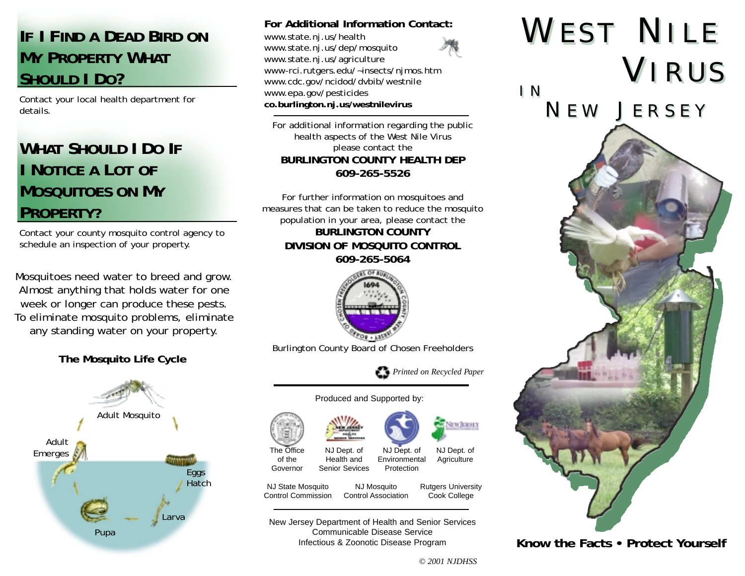## If I Find a Dead Bird on My Property What Should I Do?

Contact your local health department for details.

## What Should I Do If I Notice a Lot of Mosquitoes on My Property?

Contact your county mosquito control agency to schedule an inspection of your property.

Mosquitoes need water to breed and grow. Almost anything that holds water for one week or longer can produce these pests. To eliminate mosquito problems, eliminate any standing water on your property.

**The Mosquito Life Cycle**

Adult Mosquito

Eggs Hatch

Larva

Pupa

Adult Emerges

**For Additional Information Contact:**

www.state.nj.us/health
www.state.nj.us/dep/mosquito
www.state.nj.us/agriculture
www-rci.rutgers.edu/~insects/njmos.htm
www.cdc.gov/ncidod/dvbib/westnile
www.epa.gov/pesticides
**co.burlington.nj.us/westnilevirus**

For additional information regarding the public health aspects of the West Nile Virus please contact the

**BURLINGTON COUNTY HEALTH DEP**
**609-265-5526**

For further information on mosquitoes and measures that can be taken to reduce the mosquito population in your area, please contact the

**BURLINGTON COUNTY**
**DIVISION OF MOSQUITO CONTROL**
**609-265-5064**

Burlington County Board of Chosen Freeholders

*Printed on Recycled Paper*

Produced and Supported by:

The Office of the Governor · NJ Dept. of Health and Senior Sevices · NJ Dept. of Environmental Protection · NJ Dept. of Agriculture

NJ State Mosquito Control Commission · NJ Mosquito Control Association · Rutgers University Cook College

New Jersey Department of Health and Senior Services
Communicable Disease Service
Infectious & Zoonotic Disease Program

*© 2001 NJDHSS*

# West Nile Virus in New Jersey

**Know the Facts • Protect Yourself**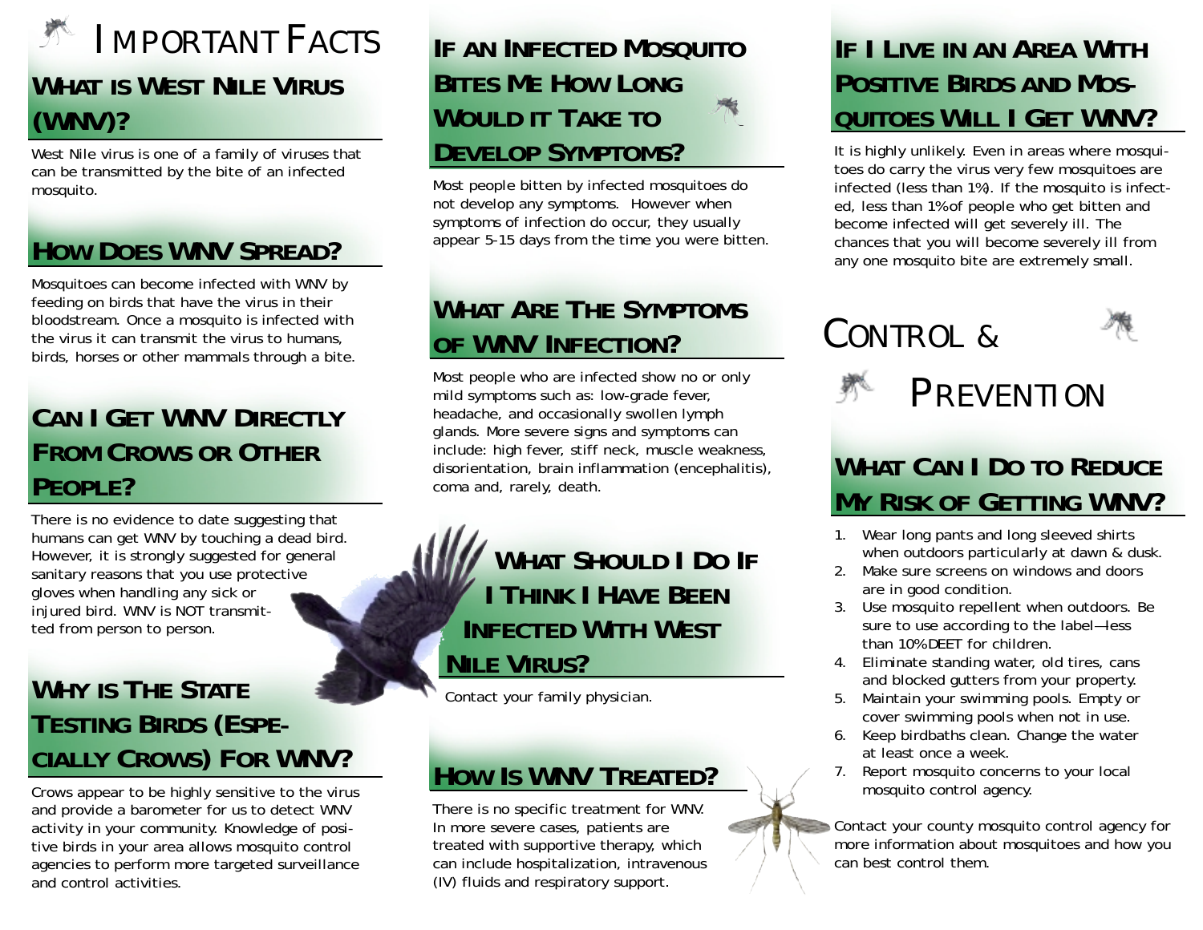# Important Facts

## What is West Nile Virus (WNV)?

West Nile virus is one of a family of viruses that can be transmitted by the bite of an infected mosquito.

## How Does WNV Spread?

Mosquitoes can become infected with WNV by feeding on birds that have the virus in their bloodstream. Once a mosquito is infected with the virus it can transmit the virus to humans, birds, horses or other mammals through a bite.

## Can I Get WNV Directly From Crows or Other People?

There is no evidence to date suggesting that humans can get WNV by touching a dead bird. However, it is strongly suggested for general sanitary reasons that you use protective gloves when handling any sick or injured bird. WNV is NOT transmitted from person to person.

## Why is The State Testing Birds (Especially Crows) For WNV?

Crows appear to be highly sensitive to the virus and provide a barometer for us to detect WNV activity in your community. Knowledge of positive birds in your area allows mosquito control agencies to perform more targeted surveillance and control activities.

## If an Infected Mosquito Bites Me How Long Would it Take to Develop Symptoms?

Most people bitten by infected mosquitoes do not develop any symptoms. However when symptoms of infection do occur, they usually appear 5-15 days from the time you were bitten.

## What Are The Symptoms of WNV Infection?

Most people who are infected show no or only mild symptoms such as: low-grade fever, headache, and occasionally swollen lymph glands. More severe signs and symptoms can include: high fever, stiff neck, muscle weakness, disorientation, brain inflammation (encephalitis), coma and, rarely, death.

## What Should I Do If I Think I Have Been Infected With West Nile Virus?

Contact your family physician.

## How Is WNV Treated?

There is no specific treatment for WNV. In more severe cases, patients are treated with supportive therapy, which can include hospitalization, intravenous (IV) fluids and respiratory support.

## If I Live in an Area With Positive Birds and Mosquitoes Will I Get WNV?

It is highly unlikely. Even in areas where mosquitoes do carry the virus very few mosquitoes are infected (less than 1%). If the mosquito is infected, less than 1% of people who get bitten and become infected will get severely ill. The chances that you will become severely ill from any one mosquito bite are extremely small.

# Control & Prevention

## What Can I Do to Reduce My Risk of Getting WNV?

1. Wear long pants and long sleeved shirts when outdoors particularly at dawn & dusk.
2. Make sure screens on windows and doors are in good condition.
3. Use mosquito repellent when outdoors. Be sure to use according to the label—less than 10% DEET for children.
4. Eliminate standing water, old tires, cans and blocked gutters from your property.
5. Maintain your swimming pools. Empty or cover swimming pools when not in use.
6. Keep birdbaths clean. Change the water at least once a week.
7. Report mosquito concerns to your local mosquito control agency.

Contact your county mosquito control agency for more information about mosquitoes and how you can best control them.